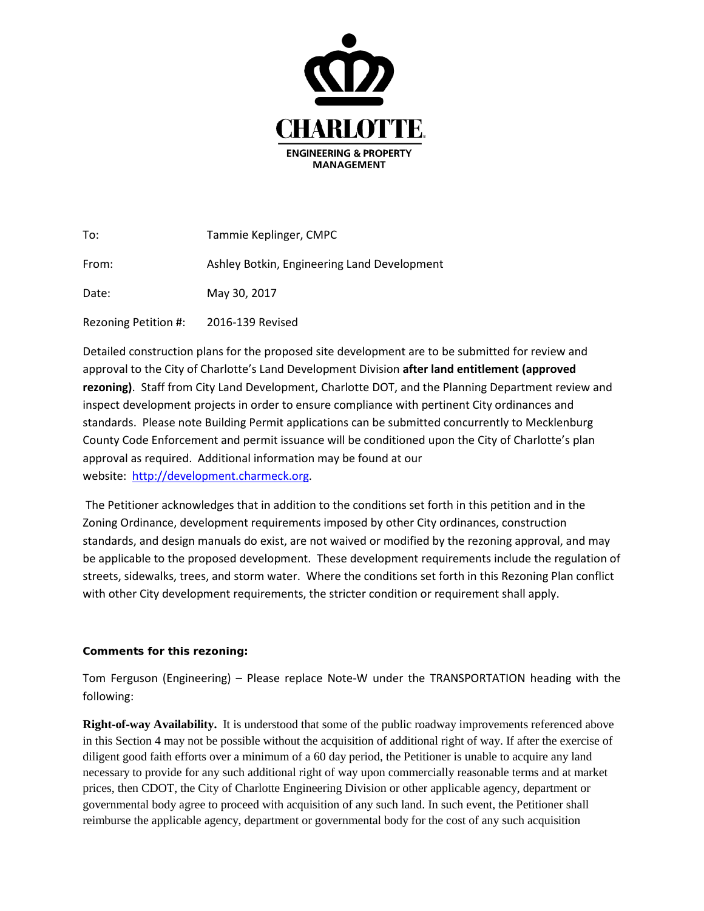CHARLOTTE.

ENGINEERING & PROPERTY MANAGEMENT

To: Tammie Keplinger, CMPC

From: Ashley Botkin, Engineering Land Development

Date: May 30, 2017

Rezoning Petition #: 2016-139 Revised

Detailed construction plans for the proposed site development are to be submitted for review and approval to the City of Charlotte's Land Development Division **after land entitlement (approved rezoning)**. Staff from City Land Development, Charlotte DOT, and the Planning Department review and inspect development projects in order to ensure compliance with pertinent City ordinances and standards. Please note Building Permit applications can be submitted concurrently to Mecklenburg County Code Enforcement and permit issuance will be conditioned upon the City of Charlotte's plan approval as required. Additional information may be found at our website: [http://development.charmeck.org](http://development.charmeck.org).

The Petitioner acknowledges that in addition to the conditions set forth in this petition and in the Zoning Ordinance, development requirements imposed by other City ordinances, construction standards, and design manuals do exist, are not waived or modified by the rezoning approval, and may be applicable to the proposed development. These development requirements include the regulation of streets, sidewalks, trees, and storm water. Where the conditions set forth in this Rezoning Plan conflict with other City development requirements, the stricter condition or requirement shall apply.

**Comments for this rezoning:**

Tom Ferguson (Engineering) – Please replace Note-W under the TRANSPORTATION heading with the following:

**Right-of-way Availability.** It is understood that some of the public roadway improvements referenced above in this Section 4 may not be possible without the acquisition of additional right of way. If after the exercise of diligent good faith efforts over a minimum of a 60 day period, the Petitioner is unable to acquire any land necessary to provide for any such additional right of way upon commercially reasonable terms and at market prices, then CDOT, the City of Charlotte Engineering Division or other applicable agency, department or governmental body agree to proceed with acquisition of any such land. In such event, the Petitioner shall reimburse the applicable agency, department or governmental body for the cost of any such acquisition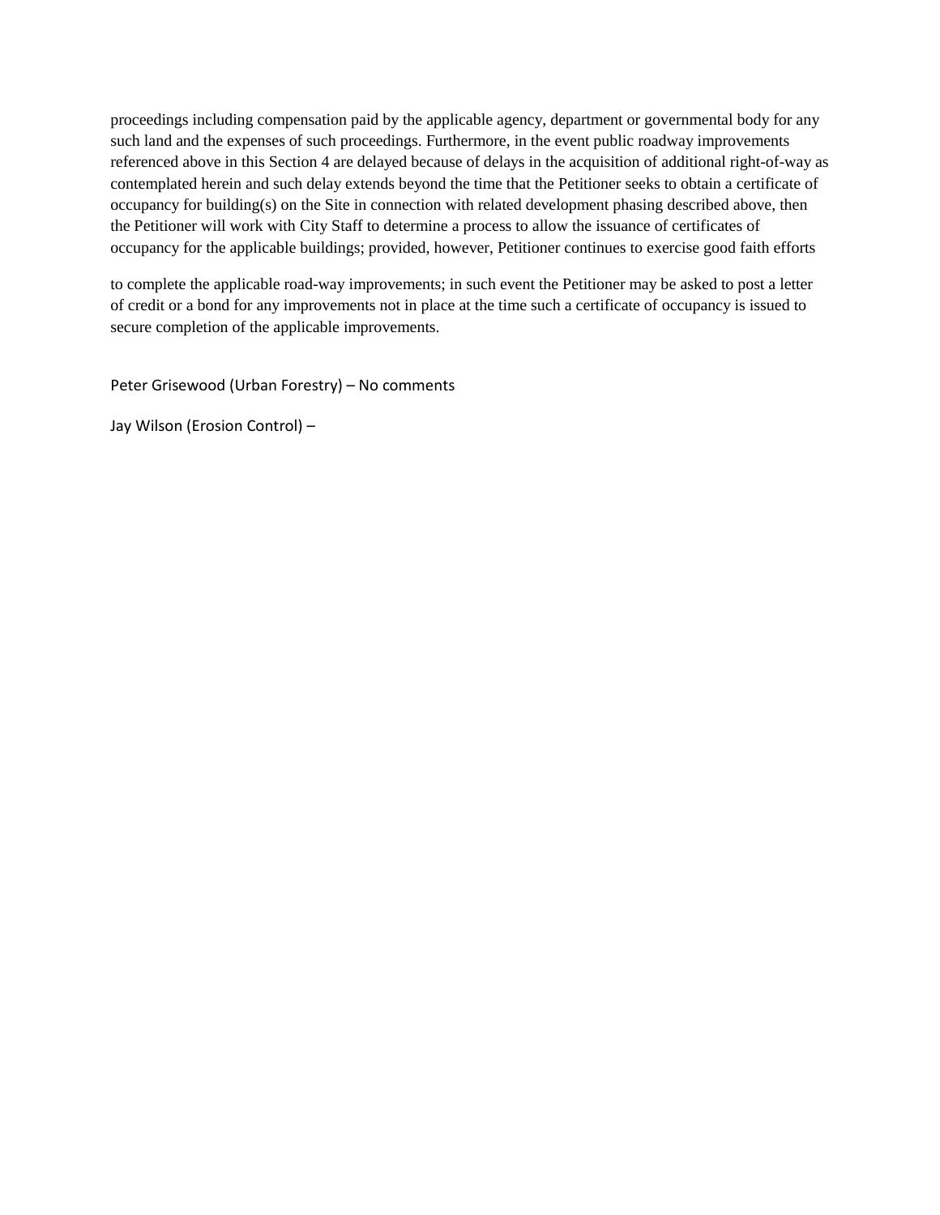proceedings including compensation paid by the applicable agency, department or governmental body for any such land and the expenses of such proceedings. Furthermore, in the event public roadway improvements referenced above in this Section 4 are delayed because of delays in the acquisition of additional right-of-way as contemplated herein and such delay extends beyond the time that the Petitioner seeks to obtain a certificate of occupancy for building(s) on the Site in connection with related development phasing described above, then the Petitioner will work with City Staff to determine a process to allow the issuance of certificates of occupancy for the applicable buildings; provided, however, Petitioner continues to exercise good faith efforts

to complete the applicable road-way improvements; in such event the Petitioner may be asked to post a letter of credit or a bond for any improvements not in place at the time such a certificate of occupancy is issued to secure completion of the applicable improvements.

Peter Grisewood (Urban Forestry) – No comments

Jay Wilson (Erosion Control) –